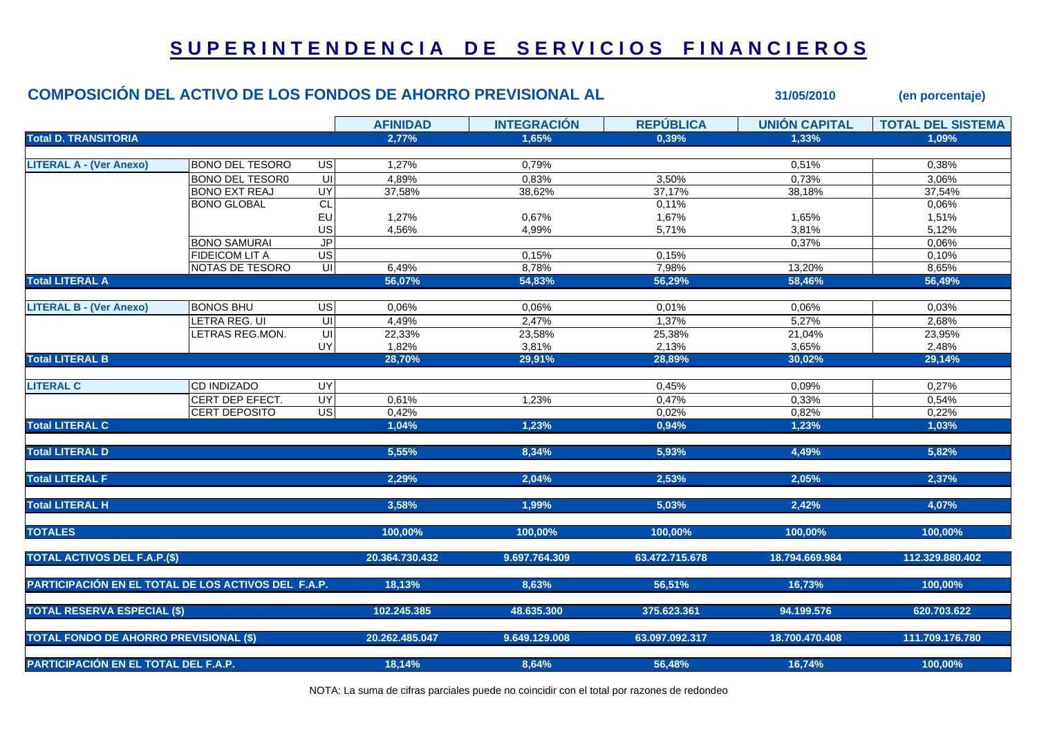# SUPERINTENDENCIA DE SERVICIOS FINANCIEROS

## COMPOSICIÓN DEL ACTIVO DE LOS FONDOS DE AHORRO PREVISIONAL AL 31/05/2010 (en porcentaje)

| | | | AFINIDAD | INTEGRACIÓN | REPÚBLICA | UNIÓN CAPITAL | TOTAL DEL SISTEMA |
|---|---|---|---|---|---|---|---|
| **Total D. TRANSITORIA** | | | **2,77%** | **1,65%** | **0,39%** | **1,33%** | **1,09%** |
| **LITERAL A - (Ver Anexo)** | BONO DEL TESORO | US | 1,27% | 0,79% | | 0,51% | 0,38% |
| | BONO DEL TESOR0 | UI | 4,89% | 0,83% | 3,50% | 0,73% | 3,06% |
| | BONO EXT REAJ | UY | 37,58% | 38,62% | 37,17% | 38,18% | 37,54% |
| | BONO GLOBAL | CL | | | 0,11% | | 0,06% |
| | | EU | 1,27% | 0,67% | 1,67% | 1,65% | 1,51% |
| | | US | 4,56% | 4,99% | 5,71% | 3,81% | 5,12% |
| | BONO SAMURAI | JP | | | | 0,37% | 0,06% |
| | FIDEICOM LIT A | US | | 0,15% | 0,15% | | 0,10% |
| | NOTAS DE TESORO | UI | 6,49% | 8,78% | 7,98% | 13,20% | 8,65% |
| **Total LITERAL A** | | | **56,07%** | **54,83%** | **56,29%** | **58,46%** | **56,49%** |
| **LITERAL B - (Ver Anexo)** | BONOS BHU | US | 0,06% | 0,06% | 0,01% | 0,06% | 0,03% |
| | LETRA REG. UI | UI | 4,49% | 2,47% | 1,37% | 5,27% | 2,68% |
| | LETRAS REG.MON. | UI | 22,33% | 23,58% | 25,38% | 21,04% | 23,95% |
| | | UY | 1,82% | 3,81% | 2,13% | 3,65% | 2,48% |
| **Total LITERAL B** | | | **28,70%** | **29,91%** | **28,89%** | **30,02%** | **29,14%** |
| **LITERAL C** | CD INDIZADO | UY | | | 0,45% | 0,09% | 0,27% |
| | CERT DEP EFECT. | UY | 0,61% | 1,23% | 0,47% | 0,33% | 0,54% |
| | CERT DEPOSITO | US | 0,42% | | 0,02% | 0,82% | 0,22% |
| **Total LITERAL C** | | | **1,04%** | **1,23%** | **0,94%** | **1,23%** | **1,03%** |
| **Total LITERAL D** | | | **5,55%** | **8,34%** | **5,93%** | **4,49%** | **5,82%** |
| **Total LITERAL F** | | | **2,29%** | **2,04%** | **2,53%** | **2,05%** | **2,37%** |
| **Total LITERAL H** | | | **3,58%** | **1,99%** | **5,03%** | **2,42%** | **4,07%** |
| **TOTALES** | | | **100,00%** | **100,00%** | **100,00%** | **100,00%** | **100,00%** |
| **TOTAL ACTIVOS DEL F.A.P.($)** | | | **20.364.730.432** | **9.697.764.309** | **63.472.715.678** | **18.794.669.984** | **112.329.880.402** |
| **PARTICIPACIÓN EN EL TOTAL DE LOS ACTIVOS DEL F.A.P.** | | | **18,13%** | **8,63%** | **56,51%** | **16,73%** | **100,00%** |
| **TOTAL RESERVA ESPECIAL ($)** | | | **102.245.385** | **48.635.300** | **375.623.361** | **94.199.576** | **620.703.622** |
| **TOTAL FONDO DE AHORRO PREVISIONAL ($)** | | | **20.262.485.047** | **9.649.129.008** | **63.097.092.317** | **18.700.470.408** | **111.709.176.780** |
| **PARTICIPACIÓN EN EL TOTAL DEL F.A.P.** | | | **18,14%** | **8,64%** | **56,48%** | **16,74%** | **100,00%** |

NOTA: La suma de cifras parciales puede no coincidir con el total por razones de redondeo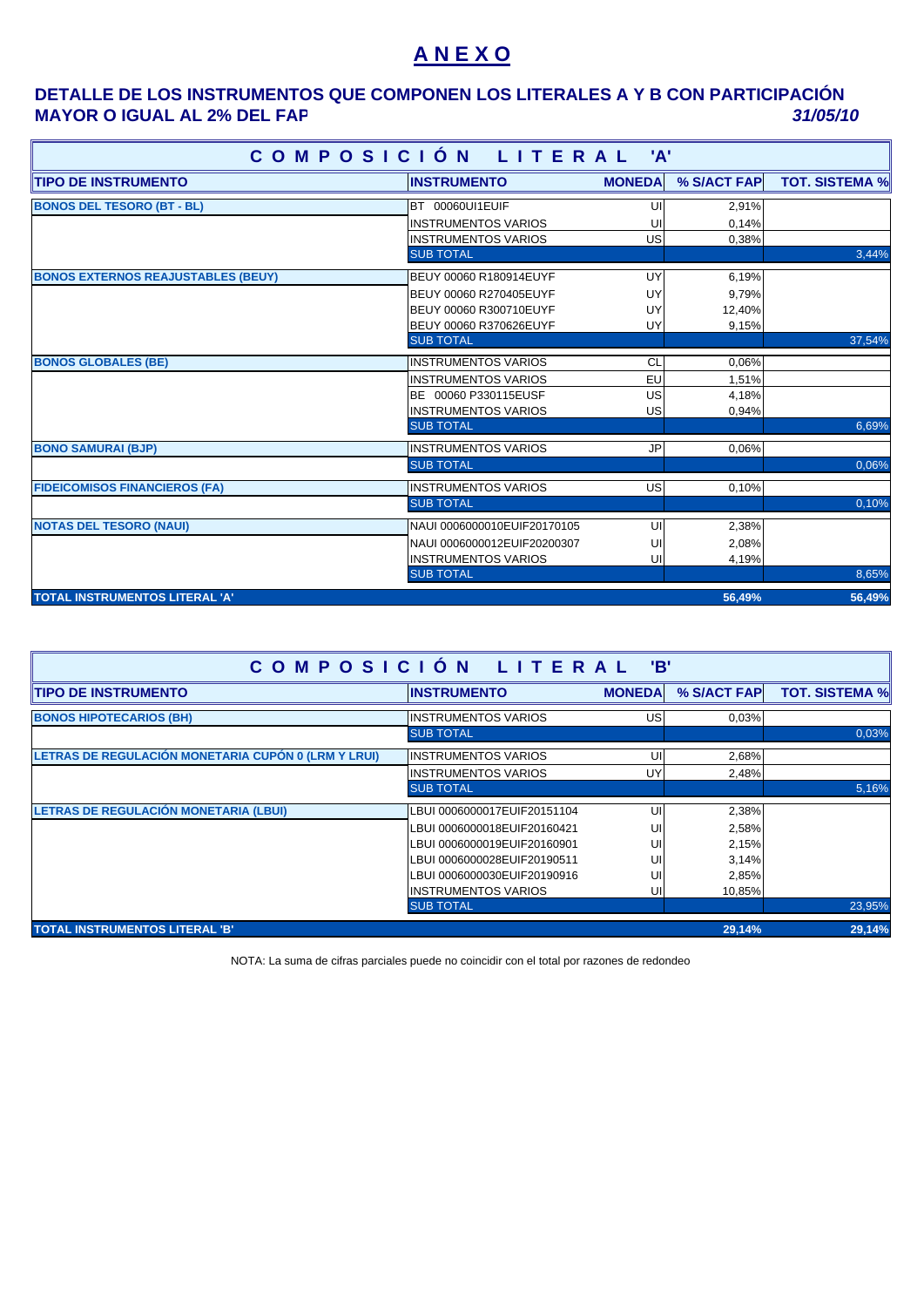# A N E X O

## DETALLE DE LOS INSTRUMENTOS QUE COMPONEN LOS LITERALES A Y B CON PARTICIPACIÓN MAYOR O IGUAL AL 2% DEL FAP

*31/05/10*

### C O M P O S I C I Ó N  L I T E R A L 'A'

| TIPO DE INSTRUMENTO | INSTRUMENTO | MONEDA | % S/ACT FAP | TOT. SISTEMA % |
|---|---|---|---|---|
| BONOS DEL TESORO (BT - BL) | BT 00060UI1EUIF | UI | 2,91% | |
| | INSTRUMENTOS VARIOS | UI | 0,14% | |
| | INSTRUMENTOS VARIOS | US | 0,38% | |
| | SUB TOTAL | | | 3,44% |
| BONOS EXTERNOS REAJUSTABLES (BEUY) | BEUY 00060 R180914EUYF | UY | 6,19% | |
| | BEUY 00060 R270405EUYF | UY | 9,79% | |
| | BEUY 00060 R300710EUYF | UY | 12,40% | |
| | BEUY 00060 R370626EUYF | UY | 9,15% | |
| | SUB TOTAL | | | 37,54% |
| BONOS GLOBALES (BE) | INSTRUMENTOS VARIOS | CL | 0,06% | |
| | INSTRUMENTOS VARIOS | EU | 1,51% | |
| | BE 00060 P330115EUSF | US | 4,18% | |
| | INSTRUMENTOS VARIOS | US | 0,94% | |
| | SUB TOTAL | | | 6,69% |
| BONO SAMURAI (BJP) | INSTRUMENTOS VARIOS | JP | 0,06% | |
| | SUB TOTAL | | | 0,06% |
| FIDEICOMISOS FINANCIEROS (FA) | INSTRUMENTOS VARIOS | US | 0,10% | |
| | SUB TOTAL | | | 0,10% |
| NOTAS DEL TESORO (NAUI) | NAUI 0006000010EUIF20170105 | UI | 2,38% | |
| | NAUI 0006000012EUIF20200307 | UI | 2,08% | |
| | INSTRUMENTOS VARIOS | UI | 4,19% | |
| | SUB TOTAL | | | 8,65% |
| TOTAL INSTRUMENTOS LITERAL 'A' | | | 56,49% | 56,49% |

### C O M P O S I C I Ó N  L I T E R A L 'B'

| TIPO DE INSTRUMENTO | INSTRUMENTO | MONEDA | % S/ACT FAP | TOT. SISTEMA % |
|---|---|---|---|---|
| BONOS HIPOTECARIOS (BH) | INSTRUMENTOS VARIOS | US | 0,03% | |
| | SUB TOTAL | | | 0,03% |
| LETRAS DE REGULACIÓN MONETARIA CUPÓN 0 (LRM Y LRUI) | INSTRUMENTOS VARIOS | UI | 2,68% | |
| | INSTRUMENTOS VARIOS | UY | 2,48% | |
| | SUB TOTAL | | | 5,16% |
| LETRAS DE REGULACIÓN MONETARIA (LBUI) | LBUI 0006000017EUIF20151104 | UI | 2,38% | |
| | LBUI 0006000018EUIF20160421 | UI | 2,58% | |
| | LBUI 0006000019EUIF20160901 | UI | 2,15% | |
| | LBUI 0006000028EUIF20190511 | UI | 3,14% | |
| | LBUI 0006000030EUIF20190916 | UI | 2,85% | |
| | INSTRUMENTOS VARIOS | UI | 10,85% | |
| | SUB TOTAL | | | 23,95% |
| TOTAL INSTRUMENTOS LITERAL 'B' | | | 29,14% | 29,14% |

NOTA: La suma de cifras parciales puede no coincidir con el total por razones de redondeo